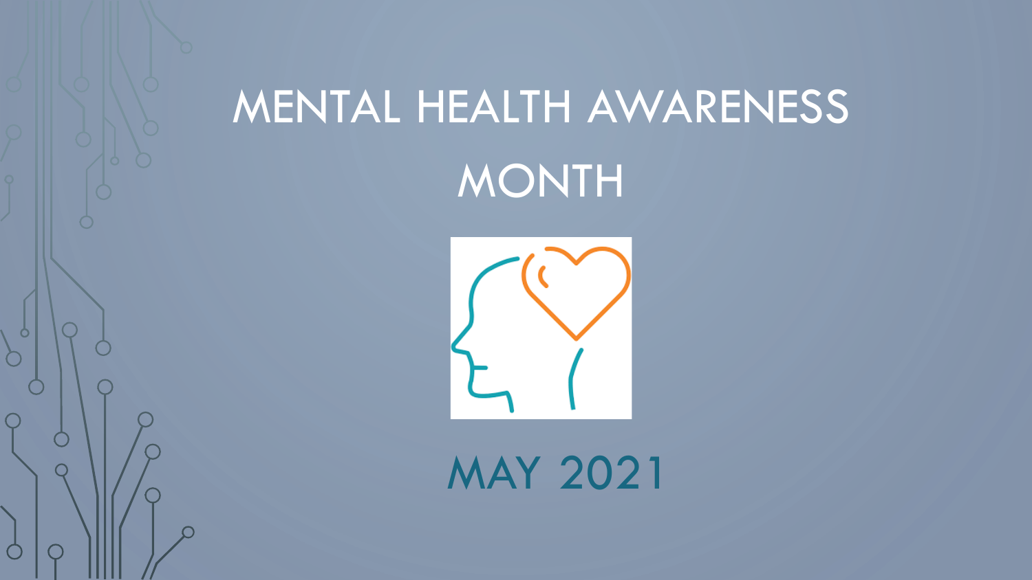# MENTAL HEALTH AWARENESS MONTH

## MAY 2021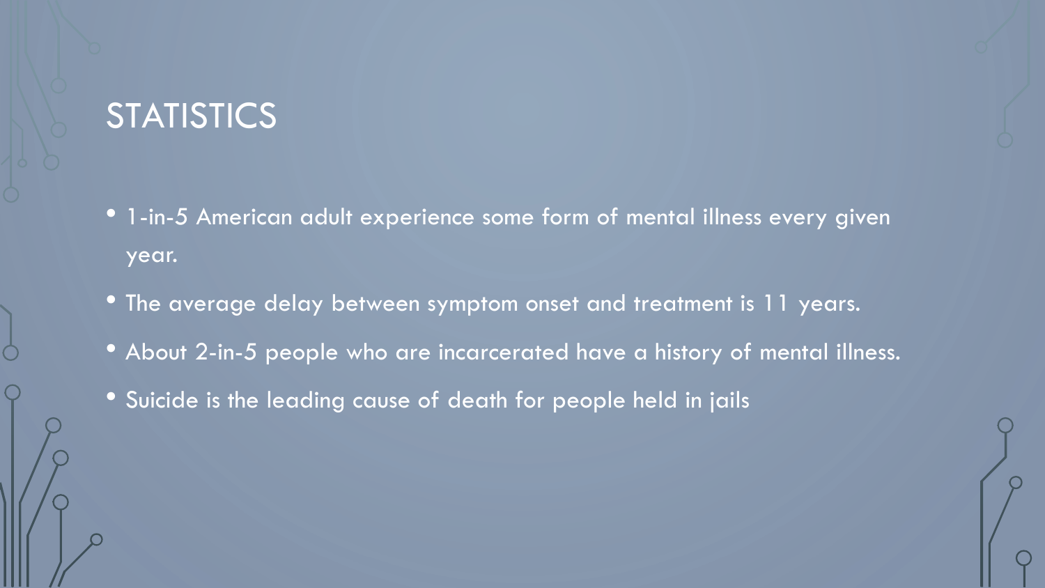# STATISTICS

- 1-in-5 American adult experience some form of mental illness every given year.
- The average delay between symptom onset and treatment is 11 years.
- About 2-in-5 people who are incarcerated have a history of mental illness.
- Suicide is the leading cause of death for people held in jails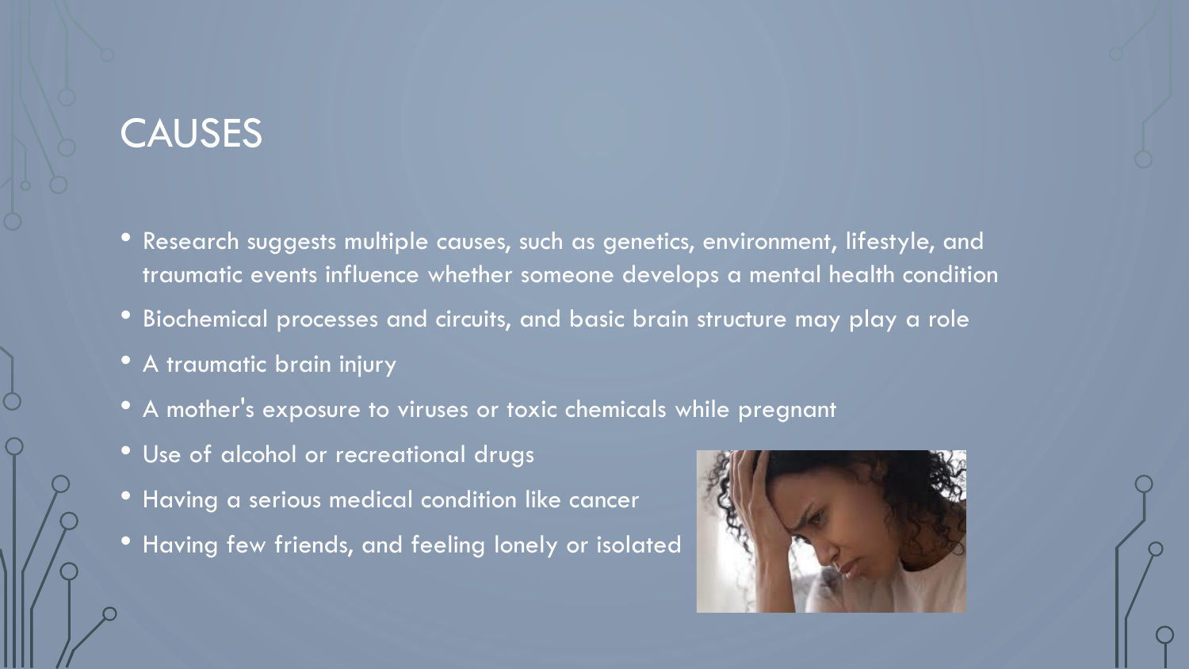# CAUSES

- Research suggests multiple causes, such as genetics, environment, lifestyle, and traumatic events influence whether someone develops a mental health condition
- Biochemical processes and circuits, and basic brain structure may play a role
- A traumatic brain injury
- A mother's exposure to viruses or toxic chemicals while pregnant
- Use of alcohol or recreational drugs
- Having a serious medical condition like cancer
- Having few friends, and feeling lonely or isolated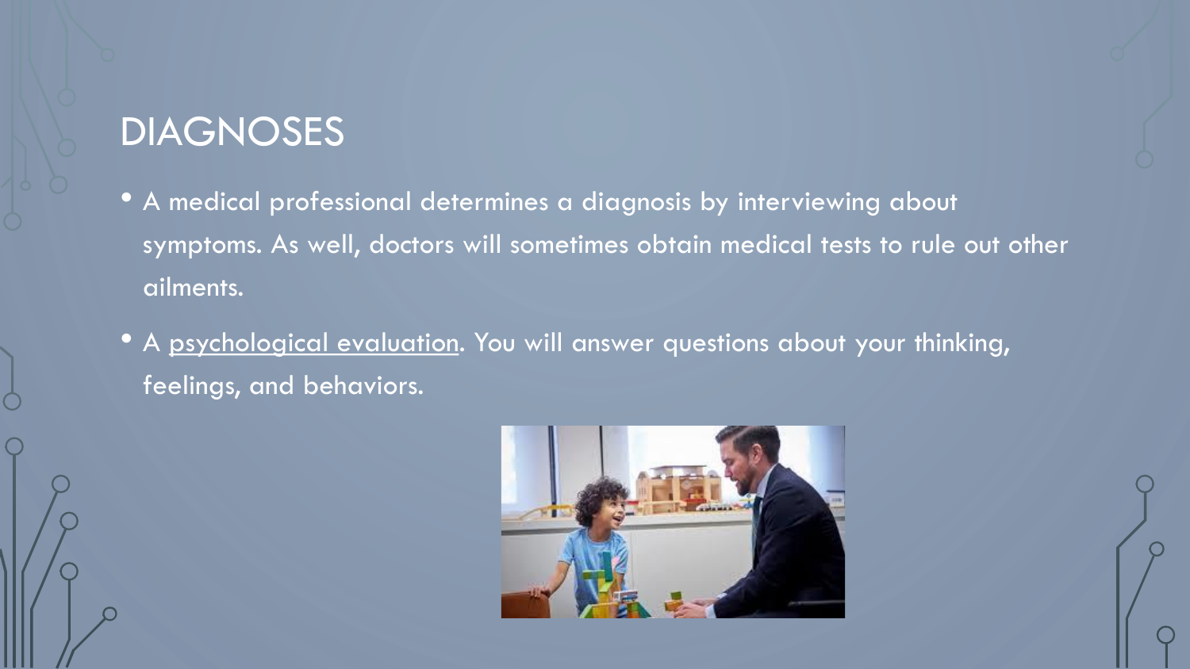# DIAGNOSES

- A medical professional determines a diagnosis by interviewing about symptoms. As well, doctors will sometimes obtain medical tests to rule out other ailments.
- A psychological evaluation. You will answer questions about your thinking, feelings, and behaviors.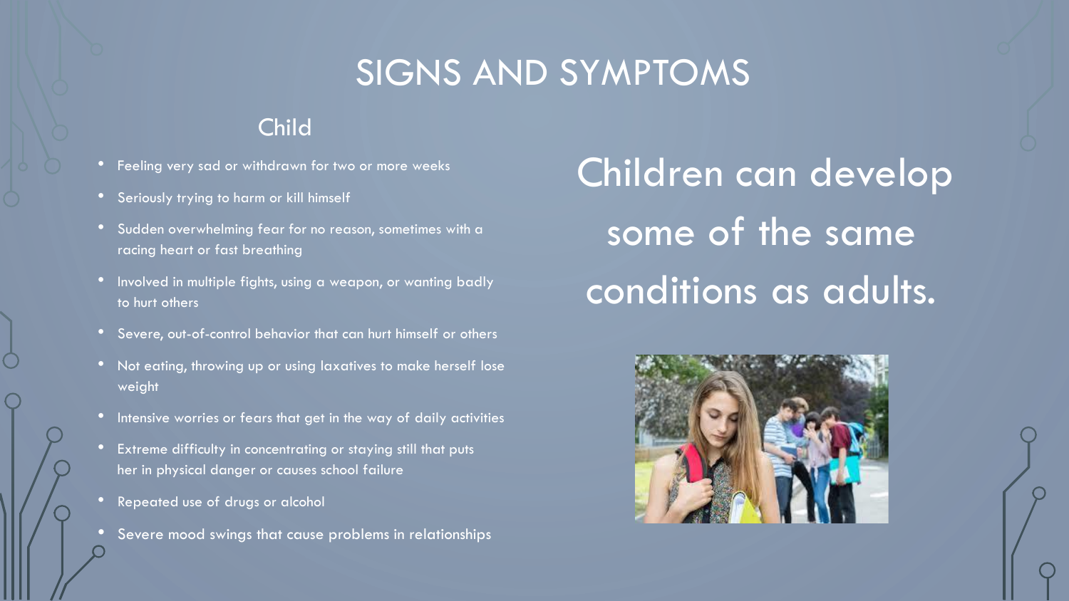# SIGNS AND SYMPTOMS

## Child

- Feeling very sad or withdrawn for two or more weeks
- Seriously trying to harm or kill himself
- Sudden overwhelming fear for no reason, sometimes with a racing heart or fast breathing
- Involved in multiple fights, using a weapon, or wanting badly to hurt others
- Severe, out-of-control behavior that can hurt himself or others
- Not eating, throwing up or using laxatives to make herself lose weight
- Intensive worries or fears that get in the way of daily activities
- Extreme difficulty in concentrating or staying still that puts her in physical danger or causes school failure
- Repeated use of drugs or alcohol
- Severe mood swings that cause problems in relationships

Children can develop some of the same conditions as adults.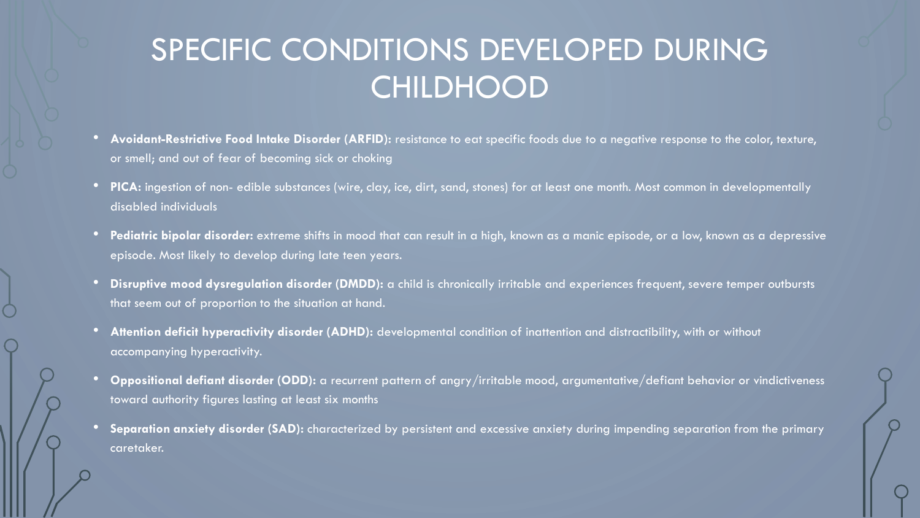# SPECIFIC CONDITIONS DEVELOPED DURING CHILDHOOD

- **Avoidant-Restrictive Food Intake Disorder (ARFID):** resistance to eat specific foods due to a negative response to the color, texture, or smell; and out of fear of becoming sick or choking
- **PICA:** ingestion of non- edible substances (wire, clay, ice, dirt, sand, stones) for at least one month. Most common in developmentally disabled individuals
- **Pediatric bipolar disorder:** extreme shifts in mood that can result in a high, known as a manic episode, or a low, known as a depressive episode. Most likely to develop during late teen years.
- **Disruptive mood dysregulation disorder (DMDD):** a child is chronically irritable and experiences frequent, severe temper outbursts that seem out of proportion to the situation at hand.
- **Attention deficit hyperactivity disorder (ADHD):** developmental condition of inattention and distractibility, with or without accompanying hyperactivity.
- **Oppositional defiant disorder (ODD):** a recurrent pattern of angry/irritable mood, argumentative/defiant behavior or vindictiveness toward authority figures lasting at least six months
- **Separation anxiety disorder (SAD):** characterized by persistent and excessive anxiety during impending separation from the primary caretaker.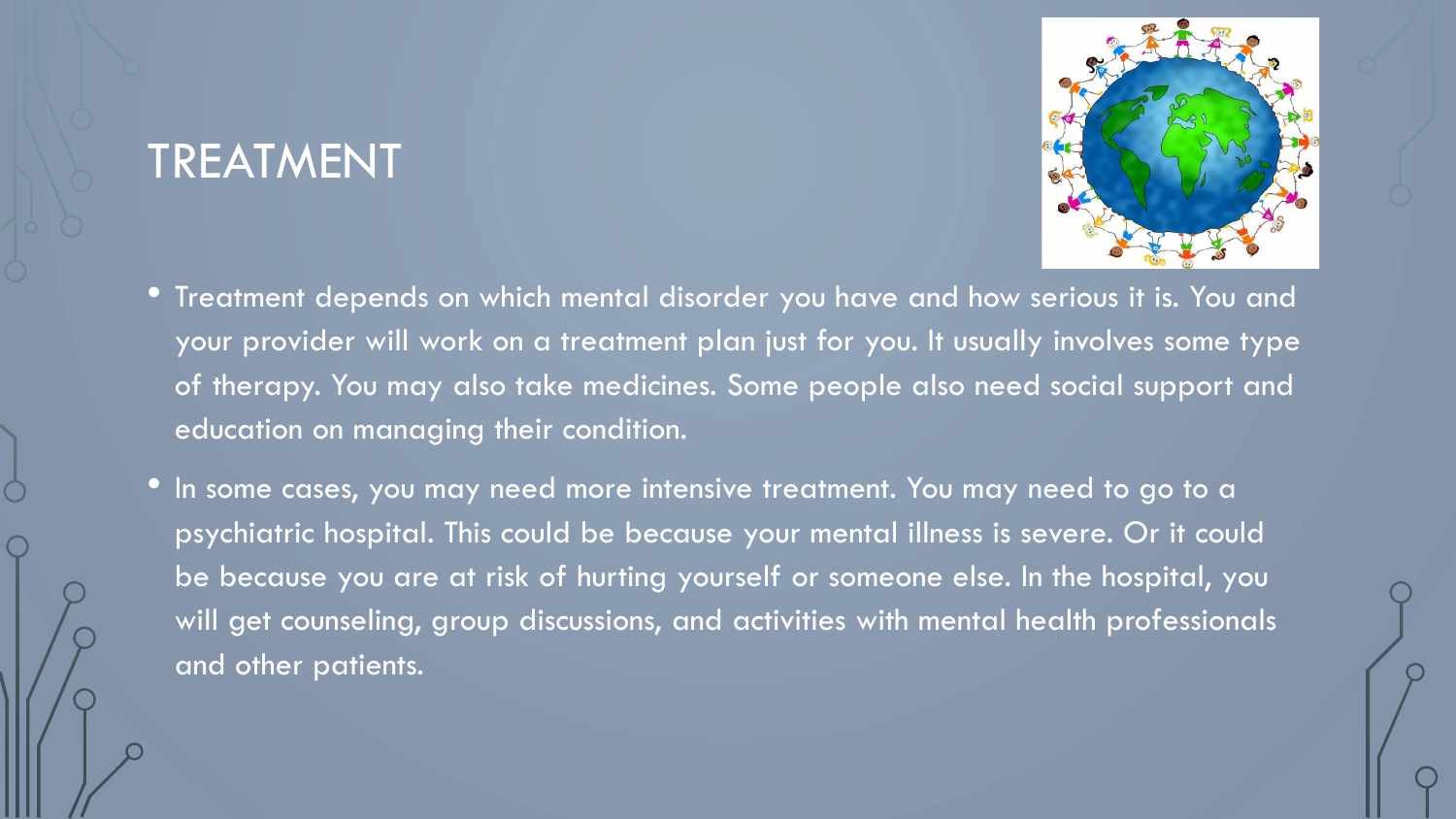# TREATMENT

- Treatment depends on which mental disorder you have and how serious it is. You and your provider will work on a treatment plan just for you. It usually involves some type of therapy. You may also take medicines. Some people also need social support and education on managing their condition.
- In some cases, you may need more intensive treatment. You may need to go to a psychiatric hospital. This could be because your mental illness is severe. Or it could be because you are at risk of hurting yourself or someone else. In the hospital, you will get counseling, group discussions, and activities with mental health professionals and other patients.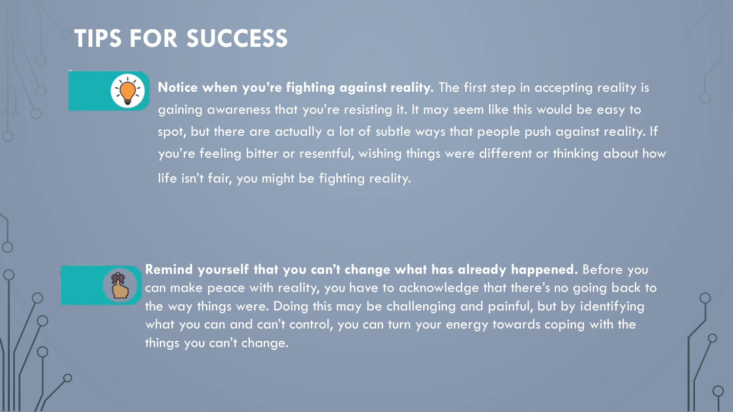# TIPS FOR SUCCESS

**Notice when you're fighting against reality.** The first step in accepting reality is gaining awareness that you're resisting it. It may seem like this would be easy to spot, but there are actually a lot of subtle ways that people push against reality. If you're feeling bitter or resentful, wishing things were different or thinking about how life isn't fair, you might be fighting reality.

**Remind yourself that you can't change what has already happened.** Before you can make peace with reality, you have to acknowledge that there's no going back to the way things were. Doing this may be challenging and painful, but by identifying what you can and can't control, you can turn your energy towards coping with the things you can't change.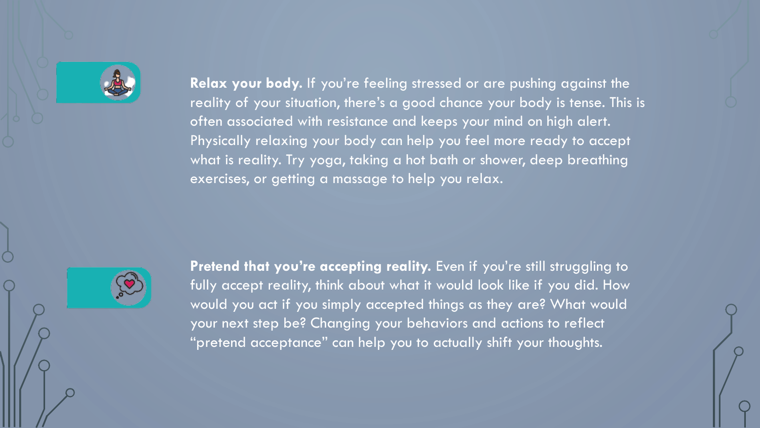**Relax your body.** If you're feeling stressed or are pushing against the reality of your situation, there's a good chance your body is tense. This is often associated with resistance and keeps your mind on high alert. Physically relaxing your body can help you feel more ready to accept what is reality. Try yoga, taking a hot bath or shower, deep breathing exercises, or getting a massage to help you relax.

**Pretend that you're accepting reality.** Even if you're still struggling to fully accept reality, think about what it would look like if you did. How would you act if you simply accepted things as they are? What would your next step be? Changing your behaviors and actions to reflect "pretend acceptance" can help you to actually shift your thoughts.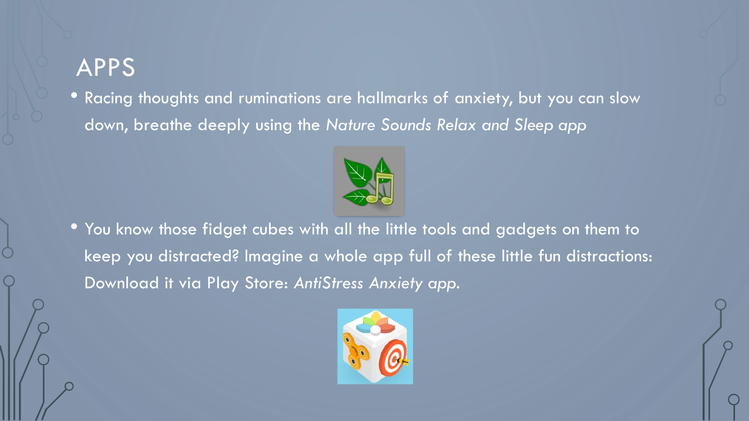# APPS

- Racing thoughts and ruminations are hallmarks of anxiety, but you can slow down, breathe deeply using the *Nature Sounds Relax and Sleep app*
- You know those fidget cubes with all the little tools and gadgets on them to keep you distracted? Imagine a whole app full of these little fun distractions: Download it via Play Store: *AntiStress Anxiety app.*